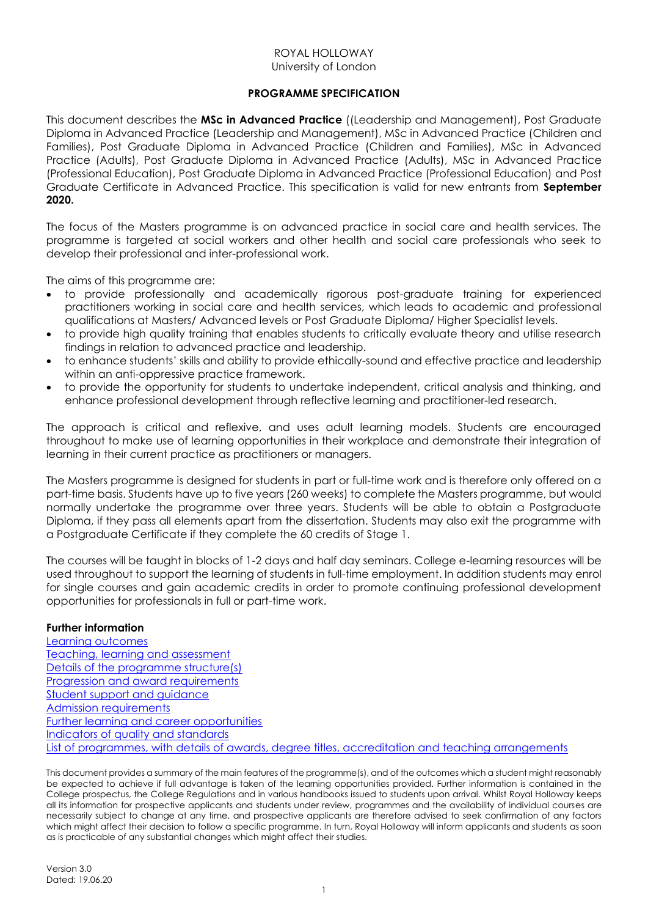ROYAL HOLLOWAY
University of London

**PROGRAMME SPECIFICATION**

This document describes the **MSc in Advanced Practice** ((Leadership and Management), Post Graduate Diploma in Advanced Practice (Leadership and Management), MSc in Advanced Practice (Children and Families), Post Graduate Diploma in Advanced Practice (Children and Families), MSc in Advanced Practice (Adults), Post Graduate Diploma in Advanced Practice (Adults), MSc in Advanced Practice (Professional Education), Post Graduate Diploma in Advanced Practice (Professional Education) and Post Graduate Certificate in Advanced Practice. This specification is valid for new entrants from **September 2020.**

The focus of the Masters programme is on advanced practice in social care and health services. The programme is targeted at social workers and other health and social care professionals who seek to develop their professional and inter-professional work.

The aims of this programme are:

- to provide professionally and academically rigorous post-graduate training for experienced practitioners working in social care and health services, which leads to academic and professional qualifications at Masters/ Advanced levels or Post Graduate Diploma/ Higher Specialist levels.
- to provide high quality training that enables students to critically evaluate theory and utilise research findings in relation to advanced practice and leadership.
- to enhance students' skills and ability to provide ethically-sound and effective practice and leadership within an anti-oppressive practice framework.
- to provide the opportunity for students to undertake independent, critical analysis and thinking, and enhance professional development through reflective learning and practitioner-led research.

The approach is critical and reflexive, and uses adult learning models. Students are encouraged throughout to make use of learning opportunities in their workplace and demonstrate their integration of learning in their current practice as practitioners or managers.

The Masters programme is designed for students in part or full-time work and is therefore only offered on a part-time basis. Students have up to five years (260 weeks) to complete the Masters programme, but would normally undertake the programme over three years. Students will be able to obtain a Postgraduate Diploma, if they pass all elements apart from the dissertation. Students may also exit the programme with a Postgraduate Certificate if they complete the 60 credits of Stage 1.

The courses will be taught in blocks of 1-2 days and half day seminars. College e-learning resources will be used throughout to support the learning of students in full-time employment. In addition students may enrol for single courses and gain academic credits in order to promote continuing professional development opportunities for professionals in full or part-time work.

**Further information**

Learning outcomes
Teaching, learning and assessment
Details of the programme structure(s)
Progression and award requirements
Student support and guidance
Admission requirements
Further learning and career opportunities
Indicators of quality and standards
List of programmes, with details of awards, degree titles, accreditation and teaching arrangements

This document provides a summary of the main features of the programme(s), and of the outcomes which a student might reasonably be expected to achieve if full advantage is taken of the learning opportunities provided. Further information is contained in the College prospectus, the College Regulations and in various handbooks issued to students upon arrival. Whilst Royal Holloway keeps all its information for prospective applicants and students under review, programmes and the availability of individual courses are necessarily subject to change at any time, and prospective applicants are therefore advised to seek confirmation of any factors which might affect their decision to follow a specific programme. In turn, Royal Holloway will inform applicants and students as soon as is practicable of any substantial changes which might affect their studies.

Version 3.0
Dated: 19.06.20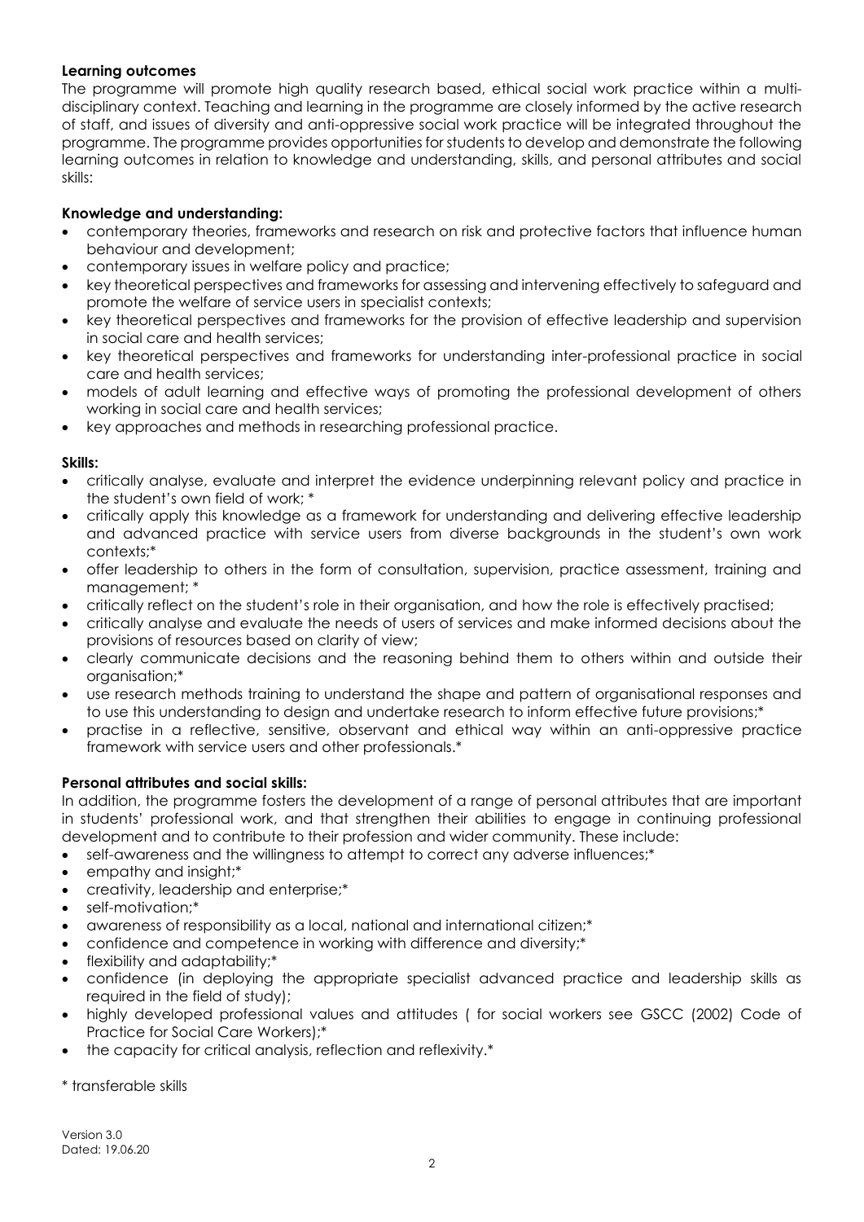**Learning outcomes**

The programme will promote high quality research based, ethical social work practice within a multi-disciplinary context. Teaching and learning in the programme are closely informed by the active research of staff, and issues of diversity and anti-oppressive social work practice will be integrated throughout the programme. The programme provides opportunities for students to develop and demonstrate the following learning outcomes in relation to knowledge and understanding, skills, and personal attributes and social skills:

**Knowledge and understanding:**

- contemporary theories, frameworks and research on risk and protective factors that influence human behaviour and development;
- contemporary issues in welfare policy and practice;
- key theoretical perspectives and frameworks for assessing and intervening effectively to safeguard and promote the welfare of service users in specialist contexts;
- key theoretical perspectives and frameworks for the provision of effective leadership and supervision in social care and health services;
- key theoretical perspectives and frameworks for understanding inter-professional practice in social care and health services;
- models of adult learning and effective ways of promoting the professional development of others working in social care and health services;
- key approaches and methods in researching professional practice.

**Skills:**

- critically analyse, evaluate and interpret the evidence underpinning relevant policy and practice in the student's own field of work; *
- critically apply this knowledge as a framework for understanding and delivering effective leadership and advanced practice with service users from diverse backgrounds in the student's own work contexts;*
- offer leadership to others in the form of consultation, supervision, practice assessment, training and management; *
- critically reflect on the student's role in their organisation, and how the role is effectively practised;
- critically analyse and evaluate the needs of users of services and make informed decisions about the provisions of resources based on clarity of view;
- clearly communicate decisions and the reasoning behind them to others within and outside their organisation;*
- use research methods training to understand the shape and pattern of organisational responses and to use this understanding to design and undertake research to inform effective future provisions;*
- practise in a reflective, sensitive, observant and ethical way within an anti-oppressive practice framework with service users and other professionals.*

**Personal attributes and social skills:**

In addition, the programme fosters the development of a range of personal attributes that are important in students' professional work, and that strengthen their abilities to engage in continuing professional development and to contribute to their profession and wider community. These include:

- self-awareness and the willingness to attempt to correct any adverse influences;*
- empathy and insight;*
- creativity, leadership and enterprise;*
- self-motivation;*
- awareness of responsibility as a local, national and international citizen;*
- confidence and competence in working with difference and diversity;*
- flexibility and adaptability;*
- confidence (in deploying the appropriate specialist advanced practice and leadership skills as required in the field of study);
- highly developed professional values and attitudes ( for social workers see GSCC (2002) Code of Practice for Social Care Workers);*
- the capacity for critical analysis, reflection and reflexivity.*

* transferable skills

Version 3.0
Dated: 19.06.20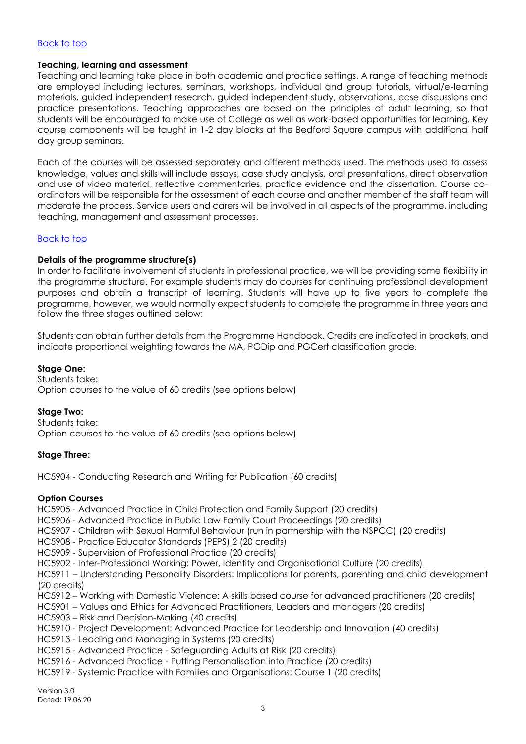[Back to top](#)

**Teaching, learning and assessment**

Teaching and learning take place in both academic and practice settings. A range of teaching methods are employed including lectures, seminars, workshops, individual and group tutorials, virtual/e-learning materials, guided independent research, guided independent study, observations, case discussions and practice presentations. Teaching approaches are based on the principles of adult learning, so that students will be encouraged to make use of College as well as work-based opportunities for learning. Key course components will be taught in 1-2 day blocks at the Bedford Square campus with additional half day group seminars.

Each of the courses will be assessed separately and different methods used. The methods used to assess knowledge, values and skills will include essays, case study analysis, oral presentations, direct observation and use of video material, reflective commentaries, practice evidence and the dissertation. Course co-ordinators will be responsible for the assessment of each course and another member of the staff team will moderate the process. Service users and carers will be involved in all aspects of the programme, including teaching, management and assessment processes.

[Back to top](#)

**Details of the programme structure(s)**

In order to facilitate involvement of students in professional practice, we will be providing some flexibility in the programme structure. For example students may do courses for continuing professional development purposes and obtain a transcript of learning. Students will have up to five years to complete the programme, however, we would normally expect students to complete the programme in three years and follow the three stages outlined below:

Students can obtain further details from the Programme Handbook. Credits are indicated in brackets, and indicate proportional weighting towards the MA, PGDip and PGCert classification grade.

**Stage One:**

Students take:
Option courses to the value of 60 credits (see options below)

**Stage Two:**

Students take:
Option courses to the value of 60 credits (see options below)

**Stage Three:**

HC5904 - Conducting Research and Writing for Publication (60 credits)

**Option Courses**

HC5905 - Advanced Practice in Child Protection and Family Support (20 credits)
HC5906 - Advanced Practice in Public Law Family Court Proceedings (20 credits)
HC5907 - Children with Sexual Harmful Behaviour (run in partnership with the NSPCC) (20 credits)
HC5908 - Practice Educator Standards (PEPS) 2 (20 credits)
HC5909 - Supervision of Professional Practice (20 credits)
HC5902 - Inter-Professional Working: Power, Identity and Organisational Culture (20 credits)
HC5911 – Understanding Personality Disorders: Implications for parents, parenting and child development (20 credits)
HC5912 – Working with Domestic Violence: A skills based course for advanced practitioners (20 credits)
HC5901 – Values and Ethics for Advanced Practitioners, Leaders and managers (20 credits)
HC5903 – Risk and Decision-Making (40 credits)
HC5910 - Project Development: Advanced Practice for Leadership and Innovation (40 credits)
HC5913 - Leading and Managing in Systems (20 credits)
HC5915 - Advanced Practice - Safeguarding Adults at Risk (20 credits)
HC5916 - Advanced Practice - Putting Personalisation into Practice (20 credits)
HC5919 - Systemic Practice with Families and Organisations: Course 1 (20 credits)

Version 3.0
Dated: 19.06.20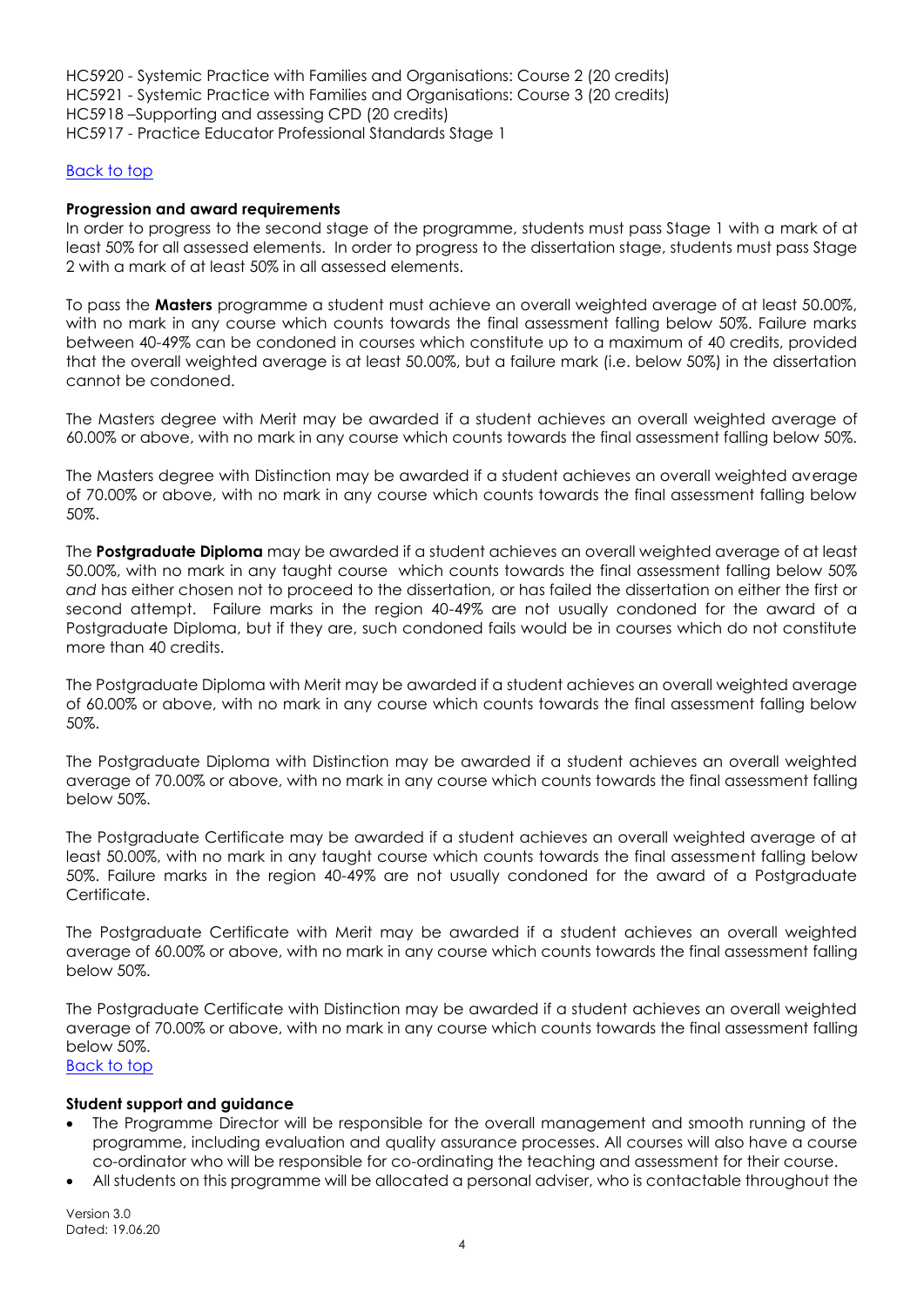HC5920 - Systemic Practice with Families and Organisations: Course 2 (20 credits)
HC5921 - Systemic Practice with Families and Organisations: Course 3 (20 credits)
HC5918 –Supporting and assessing CPD (20 credits)
HC5917 - Practice Educator Professional Standards Stage 1

Back to top

**Progression and award requirements**

In order to progress to the second stage of the programme, students must pass Stage 1 with a mark of at least 50% for all assessed elements. In order to progress to the dissertation stage, students must pass Stage 2 with a mark of at least 50% in all assessed elements.

To pass the **Masters** programme a student must achieve an overall weighted average of at least 50.00%, with no mark in any course which counts towards the final assessment falling below 50%. Failure marks between 40-49% can be condoned in courses which constitute up to a maximum of 40 credits, provided that the overall weighted average is at least 50.00%, but a failure mark (i.e. below 50%) in the dissertation cannot be condoned.

The Masters degree with Merit may be awarded if a student achieves an overall weighted average of 60.00% or above, with no mark in any course which counts towards the final assessment falling below 50%.

The Masters degree with Distinction may be awarded if a student achieves an overall weighted average of 70.00% or above, with no mark in any course which counts towards the final assessment falling below 50%.

The **Postgraduate Diploma** may be awarded if a student achieves an overall weighted average of at least 50.00%, with no mark in any taught course which counts towards the final assessment falling below 50% *and* has either chosen not to proceed to the dissertation, or has failed the dissertation on either the first or second attempt. Failure marks in the region 40-49% are not usually condoned for the award of a Postgraduate Diploma, but if they are, such condoned fails would be in courses which do not constitute more than 40 credits.

The Postgraduate Diploma with Merit may be awarded if a student achieves an overall weighted average of 60.00% or above, with no mark in any course which counts towards the final assessment falling below 50%.

The Postgraduate Diploma with Distinction may be awarded if a student achieves an overall weighted average of 70.00% or above, with no mark in any course which counts towards the final assessment falling below 50%.

The Postgraduate Certificate may be awarded if a student achieves an overall weighted average of at least 50.00%, with no mark in any taught course which counts towards the final assessment falling below 50%. Failure marks in the region 40-49% are not usually condoned for the award of a Postgraduate Certificate.

The Postgraduate Certificate with Merit may be awarded if a student achieves an overall weighted average of 60.00% or above, with no mark in any course which counts towards the final assessment falling below 50%.

The Postgraduate Certificate with Distinction may be awarded if a student achieves an overall weighted average of 70.00% or above, with no mark in any course which counts towards the final assessment falling below 50%.

Back to top

**Student support and guidance**

- The Programme Director will be responsible for the overall management and smooth running of the programme, including evaluation and quality assurance processes. All courses will also have a course co-ordinator who will be responsible for co-ordinating the teaching and assessment for their course.
- All students on this programme will be allocated a personal adviser, who is contactable throughout the

Version 3.0
Dated: 19.06.20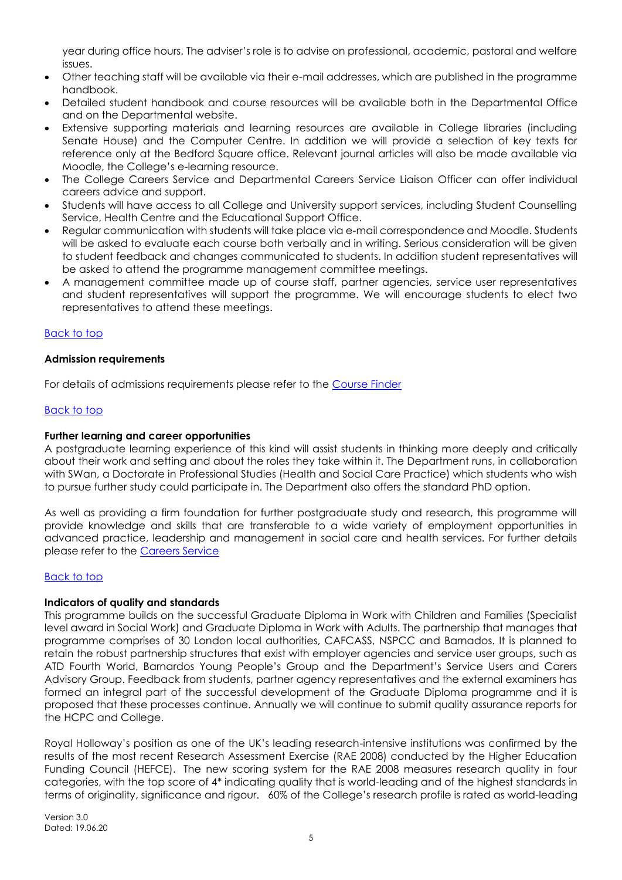year during office hours. The adviser's role is to advise on professional, academic, pastoral and welfare issues.

- Other teaching staff will be available via their e-mail addresses, which are published in the programme handbook.
- Detailed student handbook and course resources will be available both in the Departmental Office and on the Departmental website.
- Extensive supporting materials and learning resources are available in College libraries (including Senate House) and the Computer Centre. In addition we will provide a selection of key texts for reference only at the Bedford Square office. Relevant journal articles will also be made available via Moodle, the College's e-learning resource.
- The College Careers Service and Departmental Careers Service Liaison Officer can offer individual careers advice and support.
- Students will have access to all College and University support services, including Student Counselling Service, Health Centre and the Educational Support Office.
- Regular communication with students will take place via e-mail correspondence and Moodle. Students will be asked to evaluate each course both verbally and in writing. Serious consideration will be given to student feedback and changes communicated to students. In addition student representatives will be asked to attend the programme management committee meetings.
- A management committee made up of course staff, partner agencies, service user representatives and student representatives will support the programme. We will encourage students to elect two representatives to attend these meetings.

Back to top

**Admission requirements**

For details of admissions requirements please refer to the Course Finder

Back to top

**Further learning and career opportunities**

A postgraduate learning experience of this kind will assist students in thinking more deeply and critically about their work and setting and about the roles they take within it. The Department runs, in collaboration with SWan, a Doctorate in Professional Studies (Health and Social Care Practice) which students who wish to pursue further study could participate in. The Department also offers the standard PhD option.

As well as providing a firm foundation for further postgraduate study and research, this programme will provide knowledge and skills that are transferable to a wide variety of employment opportunities in advanced practice, leadership and management in social care and health services. For further details please refer to the Careers Service

Back to top

**Indicators of quality and standards**

This programme builds on the successful Graduate Diploma in Work with Children and Families (Specialist level award in Social Work) and Graduate Diploma in Work with Adults. The partnership that manages that programme comprises of 30 London local authorities, CAFCASS, NSPCC and Barnados. It is planned to retain the robust partnership structures that exist with employer agencies and service user groups, such as ATD Fourth World, Barnardos Young People's Group and the Department's Service Users and Carers Advisory Group. Feedback from students, partner agency representatives and the external examiners has formed an integral part of the successful development of the Graduate Diploma programme and it is proposed that these processes continue. Annually we will continue to submit quality assurance reports for the HCPC and College.

Royal Holloway's position as one of the UK's leading research-intensive institutions was confirmed by the results of the most recent Research Assessment Exercise (RAE 2008) conducted by the Higher Education Funding Council (HEFCE). The new scoring system for the RAE 2008 measures research quality in four categories, with the top score of 4* indicating quality that is world-leading and of the highest standards in terms of originality, significance and rigour. 60% of the College's research profile is rated as world-leading

Version 3.0
Dated: 19.06.20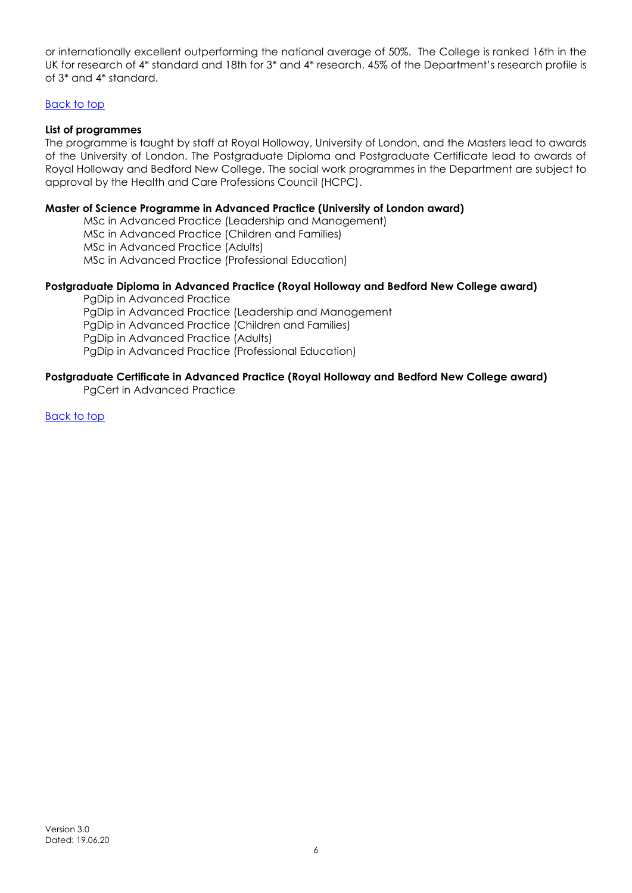or internationally excellent outperforming the national average of 50%. The College is ranked 16th in the UK for research of 4* standard and 18th for 3* and 4* research. 45% of the Department's research profile is of 3* and 4* standard.

Back to top

**List of programmes**

The programme is taught by staff at Royal Holloway, University of London, and the Masters lead to awards of the University of London. The Postgraduate Diploma and Postgraduate Certificate lead to awards of Royal Holloway and Bedford New College. The social work programmes in the Department are subject to approval by the Health and Care Professions Council (HCPC).

**Master of Science Programme in Advanced Practice (University of London award)**

MSc in Advanced Practice (Leadership and Management)
MSc in Advanced Practice (Children and Families)
MSc in Advanced Practice (Adults)
MSc in Advanced Practice (Professional Education)

**Postgraduate Diploma in Advanced Practice (Royal Holloway and Bedford New College award)**

PgDip in Advanced Practice
PgDip in Advanced Practice (Leadership and Management
PgDip in Advanced Practice (Children and Families)
PgDip in Advanced Practice (Adults)
PgDip in Advanced Practice (Professional Education)

**Postgraduate Certificate in Advanced Practice (Royal Holloway and Bedford New College award)**

PgCert in Advanced Practice

Back to top

Version 3.0
Dated: 19.06.20